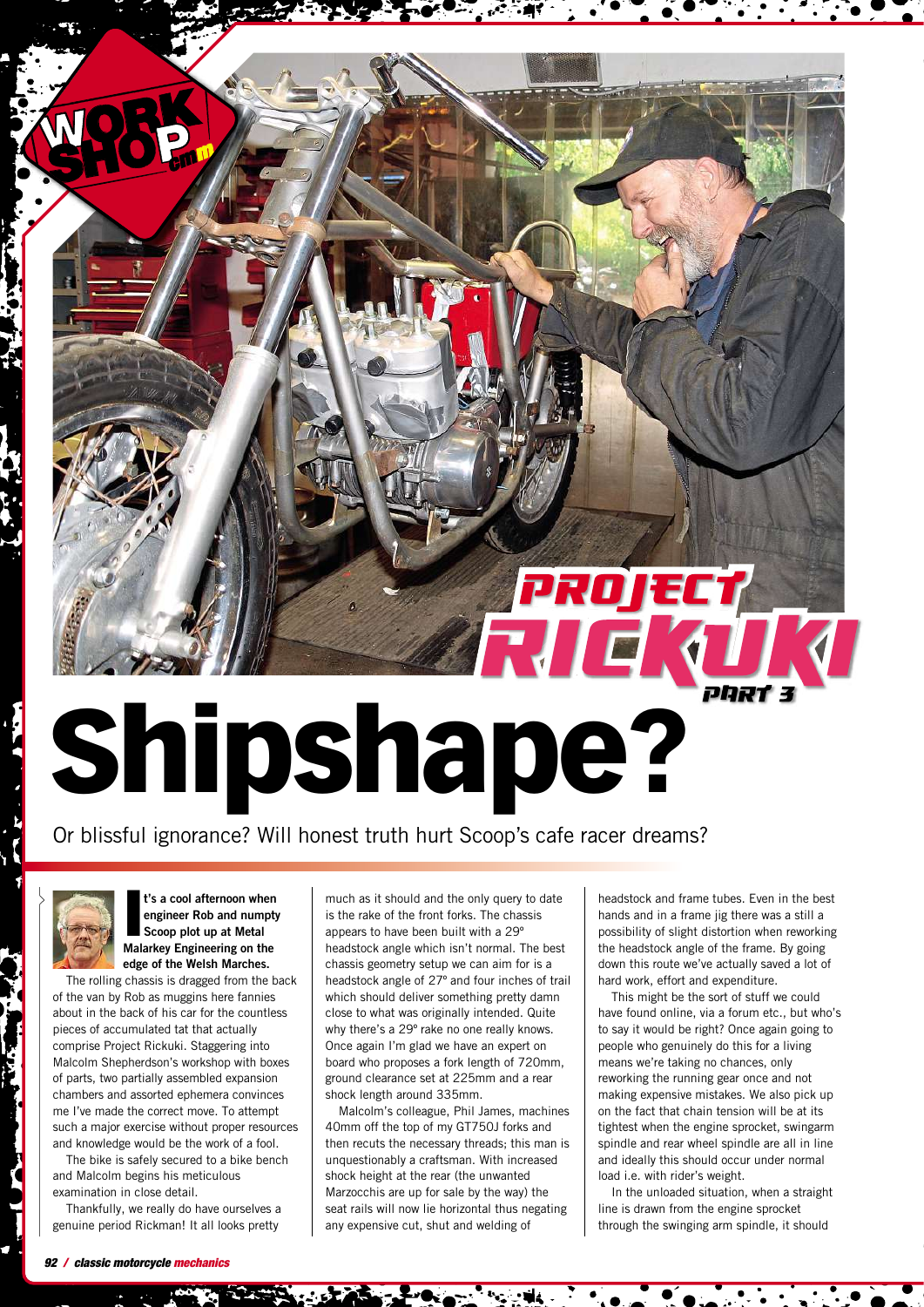# Project Rickuki Part 3

# Shipshape?

Or blissful ignorance? Will honest truth hurt Scoop's cafe racer dreams?

**It's a cool afternoon when engineer Rob and numpty Scoop plot up at Metal Malarkey Engineering on the edge of the Welsh Marches.**

The rolling chassis is dragged from the back of the van by Rob as muggins here fannies about in the back of his car for the countless pieces of accumulated tat that actually comprise Project Rickuki. Staggering into Malcolm Shepherdson's workshop with boxes of parts, two partially assembled expansion chambers and assorted ephemera convinces me I've made the correct move. To attempt such a major exercise without proper resources and knowledge would be the work of a fool.

The bike is safely secured to a bike bench and Malcolm begins his meticulous examination in close detail.

Thankfully, we really do have ourselves a genuine period Rickman! It all looks pretty much as it should and the only query to date is the rake of the front forks. The chassis appears to have been built with a 29º headstock angle which isn't normal. The best chassis geometry setup we can aim for is a headstock angle of 27º and four inches of trail which should deliver something pretty damn close to what was originally intended. Quite why there's a 29º rake no one really knows. Once again I'm glad we have an expert on board who proposes a fork length of 720mm, ground clearance set at 225mm and a rear shock length around 335mm.

Malcolm's colleague, Phil James, machines 40mm off the top of my GT750J forks and then recuts the necessary threads; this man is unquestionably a craftsman. With increased shock height at the rear (the unwanted Marzocchis are up for sale by the way) the seat rails will now lie horizontal thus negating any expensive cut, shut and welding of headstock and frame tubes. Even in the best hands and in a frame jig there was a still a possibility of slight distortion when reworking the headstock angle of the frame. By going down this route we've actually saved a lot of hard work, effort and expenditure.

This might be the sort of stuff we could have found online, via a forum etc., but who's to say it would be right? Once again going to people who genuinely do this for a living means we're taking no chances, only reworking the running gear once and not making expensive mistakes. We also pick up on the fact that chain tension will be at its tightest when the engine sprocket, swingarm spindle and rear wheel spindle are all in line and ideally this should occur under normal load i.e. with rider's weight.

In the unloaded situation, when a straight line is drawn from the engine sprocket through the swinging arm spindle, it should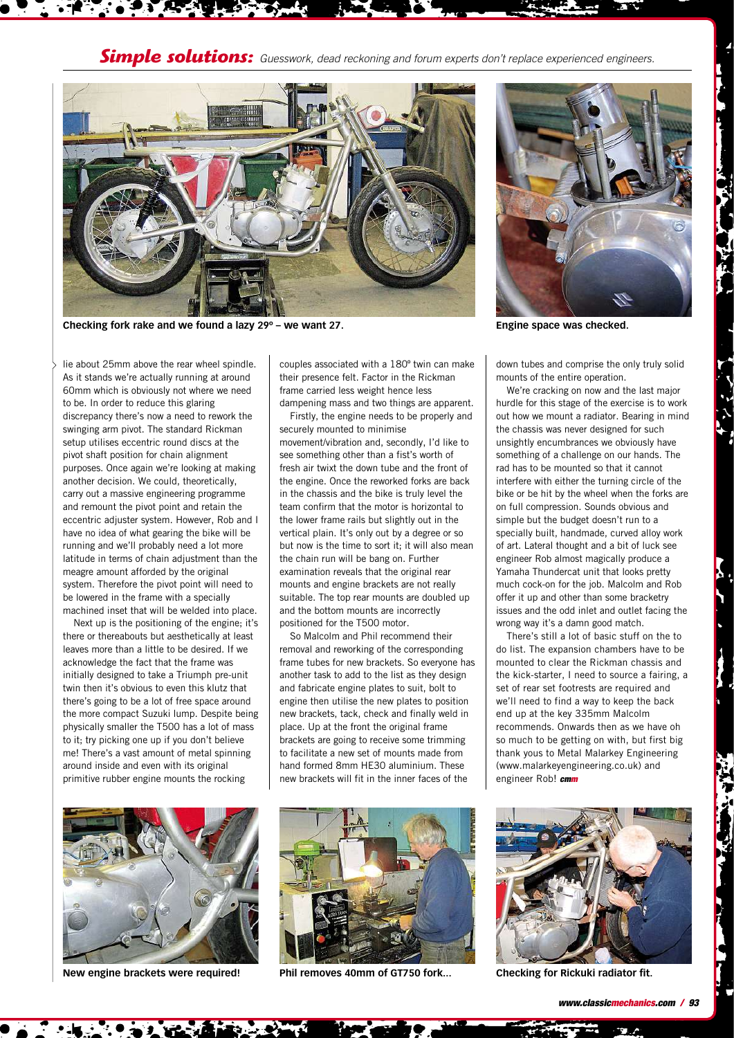***Simple solutions:*** *Guesswork, dead reckoning and forum experts don't replace experienced engineers.*

**Checking fork rake and we found a lazy 29º – we want 27.**

**Engine space was checked.**

lie about 25mm above the rear wheel spindle. As it stands we're actually running at around 60mm which is obviously not where we need to be. In order to reduce this glaring discrepancy there's now a need to rework the swinging arm pivot. The standard Rickman setup utilises eccentric round discs at the pivot shaft position for chain alignment purposes. Once again we're looking at making another decision. We could, theoretically, carry out a massive engineering programme and remount the pivot point and retain the eccentric adjuster system. However, Rob and I have no idea of what gearing the bike will be running and we'll probably need a lot more latitude in terms of chain adjustment than the meagre amount afforded by the original system. Therefore the pivot point will need to be lowered in the frame with a specially machined inset that will be welded into place.

Next up is the positioning of the engine; it's there or thereabouts but aesthetically at least leaves more than a little to be desired. If we acknowledge the fact that the frame was initially designed to take a Triumph pre-unit twin then it's obvious to even this klutz that there's going to be a lot of free space around the more compact Suzuki lump. Despite being physically smaller the T500 has a lot of mass to it; try picking one up if you don't believe me! There's a vast amount of metal spinning around inside and even with its original primitive rubber engine mounts the rocking couples associated with a 180º twin can make their presence felt. Factor in the Rickman frame carried less weight hence less dampening mass and two things are apparent.

Firstly, the engine needs to be properly and securely mounted to minimise movement/vibration and, secondly, I'd like to see something other than a fist's worth of fresh air twixt the down tube and the front of the engine. Once the reworked forks are back in the chassis and the bike is truly level the team confirm that the motor is horizontal to the lower frame rails but slightly out in the vertical plain. It's only out by a degree or so but now is the time to sort it; it will also mean the chain run will be bang on. Further examination reveals that the original rear mounts and engine brackets are not really suitable. The top rear mounts are doubled up and the bottom mounts are incorrectly positioned for the T500 motor.

So Malcolm and Phil recommend their removal and reworking of the corresponding frame tubes for new brackets. So everyone has another task to add to the list as they design and fabricate engine plates to suit, bolt to engine then utilise the new plates to position new brackets, tack, check and finally weld in place. Up at the front the original frame brackets are going to receive some trimming to facilitate a new set of mounts made from hand formed 8mm HE30 aluminium. These new brackets will fit in the inner faces of the down tubes and comprise the only truly solid mounts of the entire operation.

We're cracking on now and the last major hurdle for this stage of the exercise is to work out how we mount a radiator. Bearing in mind the chassis was never designed for such unsightly encumbrances we obviously have something of a challenge on our hands. The rad has to be mounted so that it cannot interfere with either the turning circle of the bike or be hit by the wheel when the forks are on full compression. Sounds obvious and simple but the budget doesn't run to a specially built, handmade, curved alloy work of art. Lateral thought and a bit of luck see engineer Rob almost magically produce a Yamaha Thundercat unit that looks pretty much cock-on for the job. Malcolm and Rob offer it up and other than some bracketry issues and the odd inlet and outlet facing the wrong way it's a damn good match.

There's still a lot of basic stuff on the to do list. The expansion chambers have to be mounted to clear the Rickman chassis and the kick-starter, I need to source a fairing, a set of rear set footrests are required and we'll need to find a way to keep the back end up at the key 335mm Malcolm recommends. Onwards then as we have oh so much to be getting on with, but first big thank yous to Metal Malarkey Engineering (www.malarkeyengineering.co.uk) and engineer Rob! ***cmm***

**New engine brackets were required!**

**Phil removes 40mm of GT750 fork...**

**Checking for Rickuki radiator fit.**